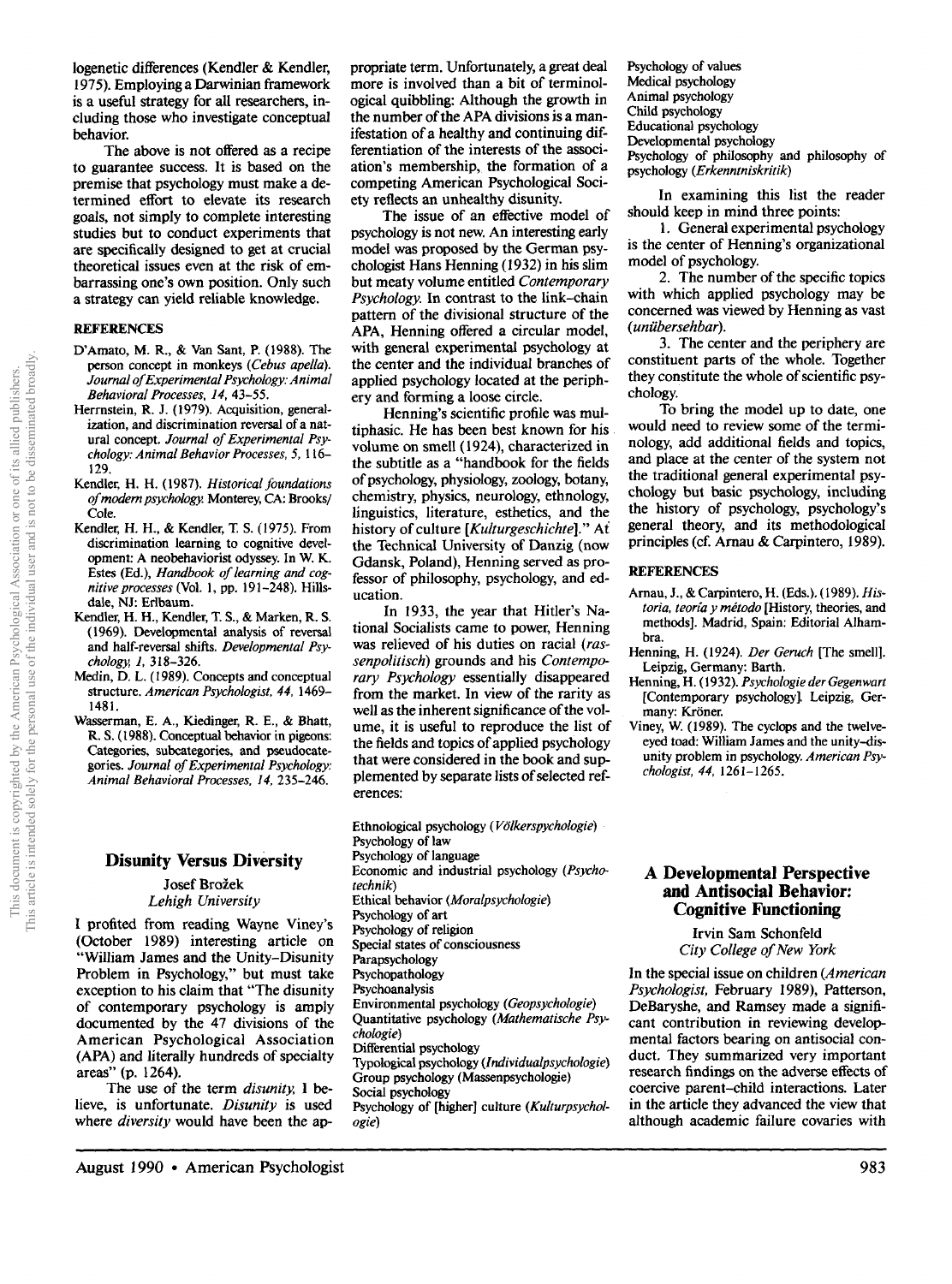logenetic differences (Kendler & Kendler, 1975). Employing a Darwinian framework is a useful strategy for all researchers, including those who investigate conceptual behavior.

The above is not offered as a recipe to guarantee success. It is based on the premise that psychology must make a determined effort to elevate its research goals, not simply to complete interesting studies but to conduct experiments that are specifically designed to get at crucial theoretical issues even at the risk of embarrassing one's own position. Only such a strategy can yield reliable knowledge.

### REFERENCES

D'Amato, M. R., & Van Sant, P. (1988). The person concept in monkeys (*Cebus apella*). *Journal of Experimental Psychology: Animal Behavioral Processes, 14,* 43–55.

Herrnstein, R. J. (1979). Acquisition, generalization, and discrimination reversal of a natural concept. *Journal of Experimental Psychology: Animal Behavior Processes, 5,* 116–129.

Kendler, H. H. (1987). *Historical foundations of modern psychology.* Monterey, CA: Brooks/Cole.

Kendler, H. H., & Kendler, T. S. (1975). From discrimination learning to cognitive development: A neobehaviorist odyssey. In W. K. Estes (Ed.), *Handbook of learning and cognitive processes* (Vol. 1, pp. 191–248). Hillsdale, NJ: Erlbaum.

Kendler, H. H., Kendler, T. S., & Marken, R. S. (1969). Developmental analysis of reversal and half-reversal shifts. *Developmental Psychology, 1,* 318–326.

Medin, D. L. (1989). Concepts and conceptual structure. *American Psychologist, 44,* 1469–1481.

Wasserman, E. A., Kiedinger, R. E., & Bhatt, R. S. (1988). Conceptual behavior in pigeons: Categories, subcategories, and pseudocategories. *Journal of Experimental Psychology: Animal Behavioral Processes, 14,* 235–246.

## Disunity Versus Diversity

Josef Brožek
*Lehigh University*

I profited from reading Wayne Viney's (October 1989) interesting article on "William James and the Unity–Disunity Problem in Psychology," but must take exception to his claim that "The disunity of contemporary psychology is amply documented by the 47 divisions of the American Psychological Association (APA) and literally hundreds of specialty areas" (p. 1264).

The use of the term *disunity,* I believe, is unfortunate. *Disunity* is used where *diversity* would have been the appropriate term. Unfortunately, a great deal more is involved than a bit of terminological quibbling: Although the growth in the number of the APA divisions is a manifestation of a healthy and continuing differentiation of the interests of the association's membership, the formation of a competing American Psychological Society reflects an unhealthy disunity.

The issue of an effective model of psychology is not new. An interesting early model was proposed by the German psychologist Hans Henning (1932) in his slim but meaty volume entitled *Contemporary Psychology.* In contrast to the link–chain pattern of the divisional structure of the APA, Henning offered a circular model, with general experimental psychology at the center and the individual branches of applied psychology located at the periphery and forming a loose circle.

Henning's scientific profile was multiphasic. He has been best known for his volume on smell (1924), characterized in the subtitle as a "handbook for the fields of psychology, physiology, zoology, botany, chemistry, physics, neurology, ethnology, linguistics, literature, esthetics, and the history of culture [*Kulturgeschichte*]." At the Technical University of Danzig (now Gdansk, Poland), Henning served as professor of philosophy, psychology, and education.

In 1933, the year that Hitler's National Socialists came to power, Henning was relieved of his duties on racial (*rassenpolitisch*) grounds and his *Contemporary Psychology* essentially disappeared from the market. In view of the rarity as well as the inherent significance of the volume, it is useful to reproduce the list of the fields and topics of applied psychology that were considered in the book and supplemented by separate lists of selected references:

Ethnological psychology (*Völkerspsychologie*)
Psychology of law
Psychology of language
Economic and industrial psychology (*Psychotechnik*)
Ethical behavior (*Moralpsychologie*)
Psychology of art
Psychology of religion
Special states of consciousness
Parapsychology
Psychopathology
Psychoanalysis
Environmental psychology (*Geopsychologie*)
Quantitative psychology (*Mathematische Psychologie*)
Differential psychology
Typological psychology (*Individualpsychologie*)
Group psychology (Massenpsychologie)
Social psychology
Psychology of [higher] culture (*Kulturpsychologie*)
Psychology of values
Medical psychology
Animal psychology
Child psychology
Educational psychology
Developmental psychology
Psychology of philosophy and philosophy of psychology (*Erkenntniskritik*)

In examining this list the reader should keep in mind three points:

1. General experimental psychology is the center of Henning's organizational model of psychology.
2. The number of the specific topics with which applied psychology may be concerned was viewed by Henning as vast (*unübersehbar*).
3. The center and the periphery are constituent parts of the whole. Together they constitute the whole of scientific psychology.

To bring the model up to date, one would need to review some of the terminology, add additional fields and topics, and place at the center of the system not the traditional general experimental psychology but basic psychology, including the history of psychology, psychology's general theory, and its methodological principles (cf. Arnau & Carpintero, 1989).

### REFERENCES

Arnau, J., & Carpintero, H. (Eds.). (1989). *Historia, teoría y método* [History, theories, and methods]. Madrid, Spain: Editorial Alhambra.

Henning, H. (1924). *Der Geruch* [The smell]. Leipzig, Germany: Barth.

Henning, H. (1932). *Psychologie der Gegenwart* [Contemporary psychology]. Leipzig, Germany: Kröner.

Viney, W. (1989). The cyclops and the twelve-eyed toad: William James and the unity–disunity problem in psychology. *American Psychologist, 44,* 1261–1265.

## A Developmental Perspective and Antisocial Behavior: Cognitive Functioning

Irvin Sam Schonfeld
*City College of New York*

In the special issue on children (*American Psychologist,* February 1989), Patterson, DeBaryshe, and Ramsey made a significant contribution in reviewing developmental factors bearing on antisocial conduct. They summarized very important research findings on the adverse effects of coercive parent–child interactions. Later in the article they advanced the view that although academic failure covaries with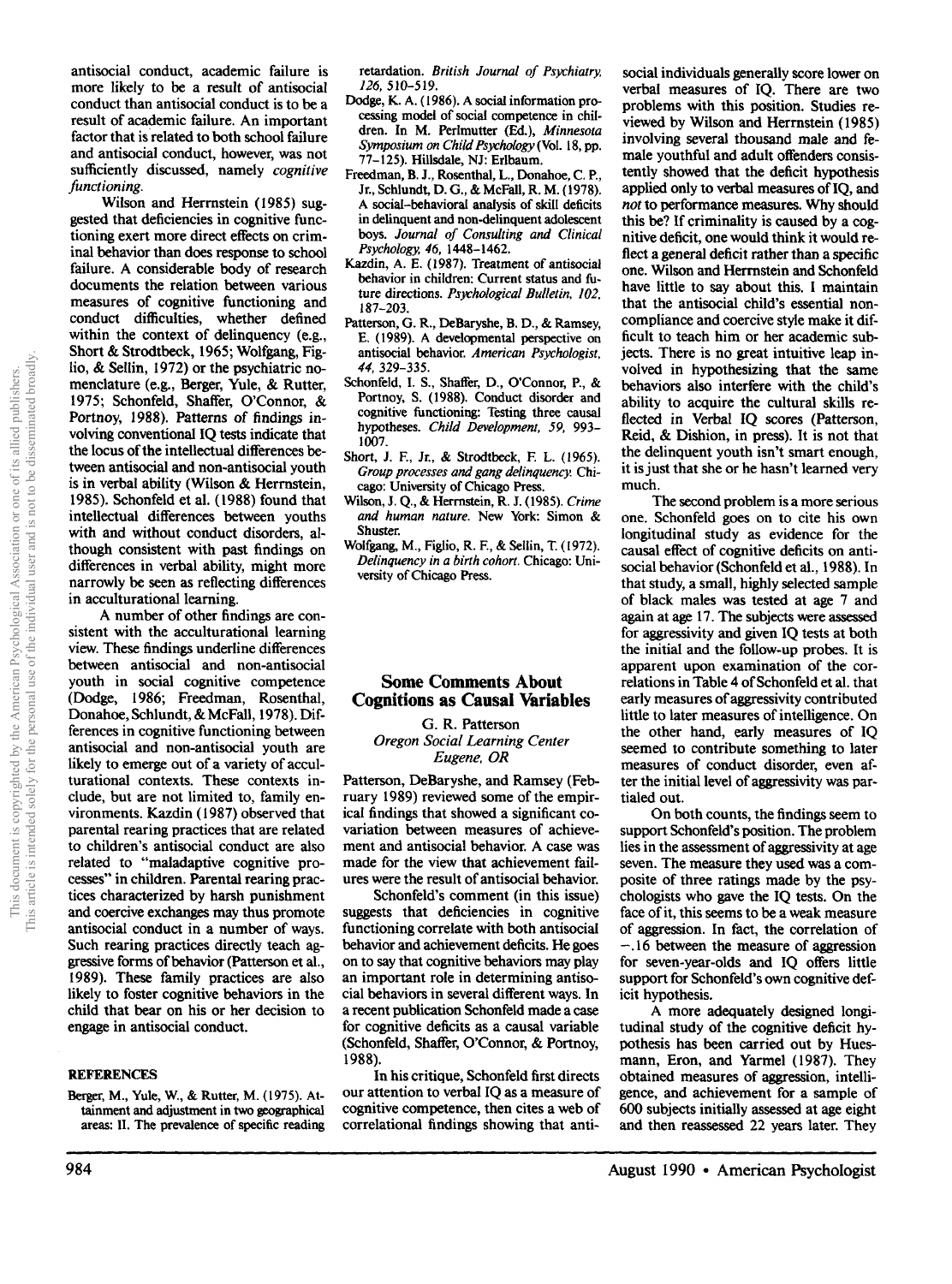antisocial conduct, academic failure is more likely to be a result of antisocial conduct than antisocial conduct is to be a result of academic failure. An important factor that is related to both school failure and antisocial conduct, however, was not sufficiently discussed, namely *cognitive functioning*.

Wilson and Herrnstein (1985) suggested that deficiencies in cognitive functioning exert more direct effects on criminal behavior than does response to school failure. A considerable body of research documents the relation between various measures of cognitive functioning and conduct difficulties, whether defined within the context of delinquency (e.g., Short & Strodtbeck, 1965; Wolfgang, Figlio, & Sellin, 1972) or the psychiatric nomenclature (e.g., Berger, Yule, & Rutter, 1975; Schonfeld, Shaffer, O'Connor, & Portnoy, 1988). Patterns of findings involving conventional IQ tests indicate that the locus of the intellectual differences between antisocial and non-antisocial youth is in verbal ability (Wilson & Herrnstein, 1985). Schonfeld et al. (1988) found that intellectual differences between youths with and without conduct disorders, although consistent with past findings on differences in verbal ability, might more narrowly be seen as reflecting differences in acculturational learning.

A number of other findings are consistent with the acculturational learning view. These findings underline differences between antisocial and non-antisocial youth in social cognitive competence (Dodge, 1986; Freedman, Rosenthal, Donahoe, Schlundt, & McFall, 1978). Differences in cognitive functioning between antisocial and non-antisocial youth are likely to emerge out of a variety of acculturational contexts. These contexts include, but are not limited to, family environments. Kazdin (1987) observed that parental rearing practices that are related to children's antisocial conduct are also related to "maladaptive cognitive processes" in children. Parental rearing practices characterized by harsh punishment and coercive exchanges may thus promote antisocial conduct in a number of ways. Such rearing practices directly teach aggressive forms of behavior (Patterson et al., 1989). These family practices are also likely to foster cognitive behaviors in the child that bear on his or her decision to engage in antisocial conduct.

## REFERENCES

Berger, M., Yule, W., & Rutter, M. (1975). Attainment and adjustment in two geographical areas: II. The prevalence of specific reading retardation. *British Journal of Psychiatry, 126*, 510–519.

Dodge, K. A. (1986). A social information processing model of social competence in children. In M. Perlmutter (Ed.), *Minnesota Symposium on Child Psychology* (Vol. 18, pp. 77–125). Hillsdale, NJ: Erlbaum.

Freedman, B. J., Rosenthal, L., Donahoe, C. P., Jr., Schlundt, D. G., & McFall, R. M. (1978). A social-behavioral analysis of skill deficits in delinquent and non-delinquent adolescent boys. *Journal of Consulting and Clinical Psychology, 46*, 1448–1462.

Kazdin, A. E. (1987). Treatment of antisocial behavior in children: Current status and future directions. *Psychological Bulletin, 102*, 187–203.

Patterson, G. R., DeBaryshe, B. D., & Ramsey, E. (1989). A developmental perspective on antisocial behavior. *American Psychologist, 44*, 329–335.

Schonfeld, I. S., Shaffer, D., O'Connor, P., & Portnoy, S. (1988). Conduct disorder and cognitive functioning: Testing three causal hypotheses. *Child Development, 59*, 993–1007.

Short, J. F., Jr., & Strodtbeck, F. L. (1965). *Group processes and gang delinquency.* Chicago: University of Chicago Press.

Wilson, J. Q., & Herrnstein, R. J. (1985). *Crime and human nature.* New York: Simon & Shuster.

Wolfgang, M., Figlio, R. F., & Sellin, T. (1972). *Delinquency in a birth cohort.* Chicago: University of Chicago Press.

## Some Comments About Cognitions as Causal Variables

G. R. Patterson
*Oregon Social Learning Center*
*Eugene, OR*

Patterson, DeBaryshe, and Ramsey (February 1989) reviewed some of the empirical findings that showed a significant covariation between measures of achievement and antisocial behavior. A case was made for the view that achievement failures were the result of antisocial behavior.

Schonfeld's comment (in this issue) suggests that deficiencies in cognitive functioning correlate with both antisocial behavior and achievement deficits. He goes on to say that cognitive behaviors may play an important role in determining antisocial behaviors in several different ways. In a recent publication Schonfeld made a case for cognitive deficits as a causal variable (Schonfeld, Shaffer, O'Connor, & Portnoy, 1988).

In his critique, Schonfeld first directs our attention to verbal IQ as a measure of cognitive competence, then cites a web of correlational findings showing that antisocial individuals generally score lower on verbal measures of IQ. There are two problems with this position. Studies reviewed by Wilson and Herrnstein (1985) involving several thousand male and female youthful and adult offenders consistently showed that the deficit hypothesis applied only to verbal measures of IQ, and *not* to performance measures. Why should this be? If criminality is caused by a cognitive deficit, one would think it would reflect a general deficit rather than a specific one. Wilson and Herrnstein and Schonfeld have little to say about this. I maintain that the antisocial child's essential noncompliance and coercive style make it difficult to teach him or her academic subjects. There is no great intuitive leap involved in hypothesizing that the same behaviors also interfere with the child's ability to acquire the cultural skills reflected in Verbal IQ scores (Patterson, Reid, & Dishion, in press). It is not that the delinquent youth isn't smart enough, it is just that she or he hasn't learned very much.

The second problem is a more serious one. Schonfeld goes on to cite his own longitudinal study as evidence for the causal effect of cognitive deficits on antisocial behavior (Schonfeld et al., 1988). In that study, a small, highly selected sample of black males was tested at age 7 and again at age 17. The subjects were assessed for aggressivity and given IQ tests at both the initial and the follow-up probes. It is apparent upon examination of the correlations in Table 4 of Schonfeld et al. that early measures of aggressivity contributed little to later measures of intelligence. On the other hand, early measures of IQ seemed to contribute something to later measures of conduct disorder, even after the initial level of aggressivity was partialed out.

On both counts, the findings seem to support Schonfeld's position. The problem lies in the assessment of aggressivity at age seven. The measure they used was a composite of three ratings made by the psychologists who gave the IQ tests. On the face of it, this seems to be a weak measure of aggression. In fact, the correlation of −.16 between the measure of aggression for seven-year-olds and IQ offers little support for Schonfeld's own cognitive deficit hypothesis.

A more adequately designed longitudinal study of the cognitive deficit hypothesis has been carried out by Huesmann, Eron, and Yarmel (1987). They obtained measures of aggression, intelligence, and achievement for a sample of 600 subjects initially assessed at age eight and then reassessed 22 years later. They